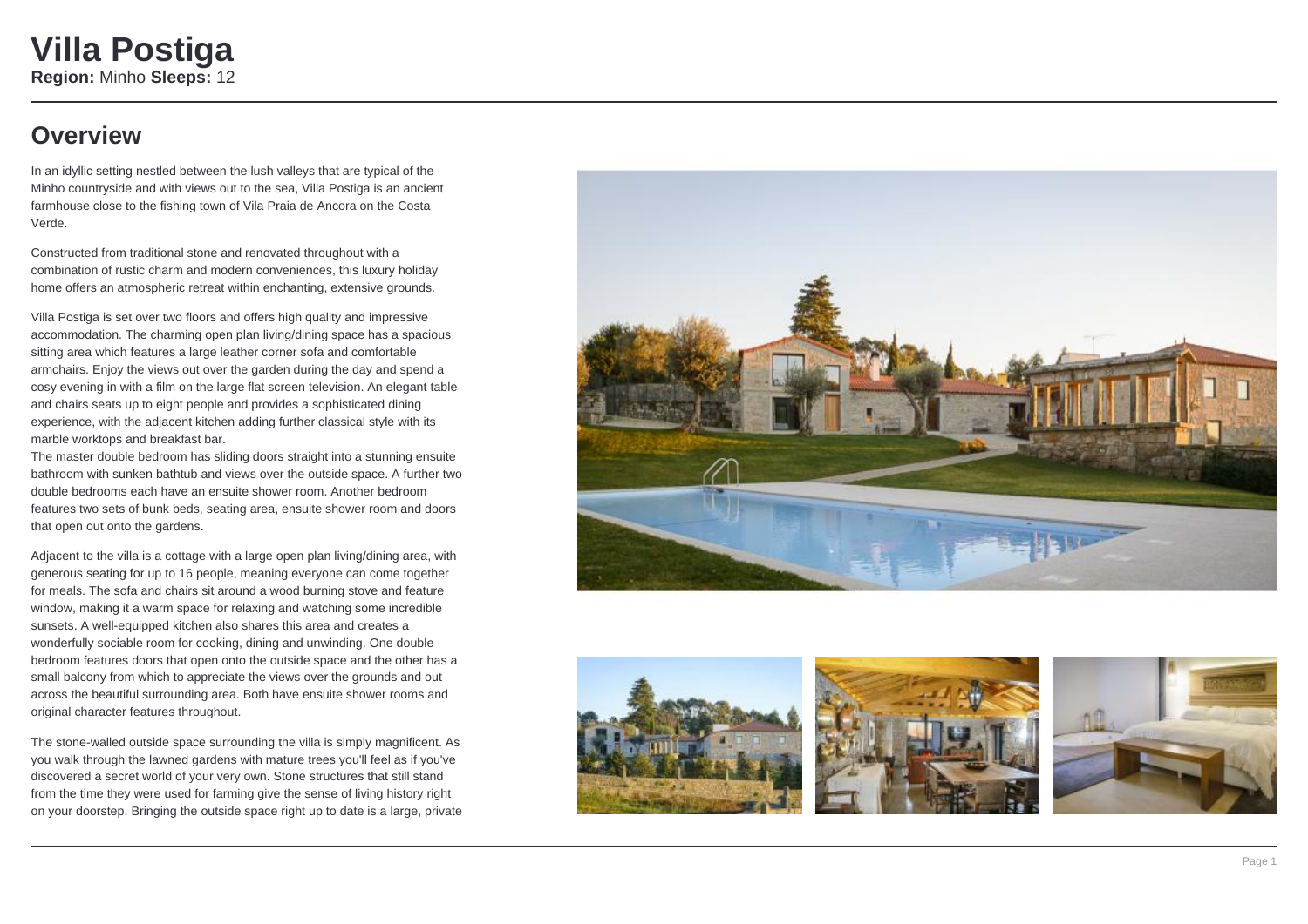# Villa Postiga

**Region:** Minho **Sleeps:** 12

## Overview

In an idyllic setting nestled between the lush valleys that are typical of the Minho countryside and with views out to the sea, Villa Postiga is an ancient farmhouse close to the fishing town of Vila Praia de Ancora on the Costa Verde.

Constructed from traditional stone and renovated throughout with a combination of rustic charm and modern conveniences, this luxury holiday home offers an atmospheric retreat within enchanting, extensive grounds.

Villa Postiga is set over two floors and offers high quality and impressive accommodation. The charming open plan living/dining space has a spacious sitting area which features a large leather corner sofa and comfortable armchairs. Enjoy the views out over the garden during the day and spend a cosy evening in with a film on the large flat screen television. An elegant table and chairs seats up to eight people and provides a sophisticated dining experience, with the adjacent kitchen adding further classical style with its marble worktops and breakfast bar.
The master double bedroom has sliding doors straight into a stunning ensuite bathroom with sunken bathtub and views over the outside space. A further two double bedrooms each have an ensuite shower room. Another bedroom features two sets of bunk beds, seating area, ensuite shower room and doors that open out onto the gardens.

Adjacent to the villa is a cottage with a large open plan living/dining area, with generous seating for up to 16 people, meaning everyone can come together for meals. The sofa and chairs sit around a wood burning stove and feature window, making it a warm space for relaxing and watching some incredible sunsets. A well-equipped kitchen also shares this area and creates a wonderfully sociable room for cooking, dining and unwinding. One double bedroom features doors that open onto the outside space and the other has a small balcony from which to appreciate the views over the grounds and out across the beautiful surrounding area. Both have ensuite shower rooms and original character features throughout.

The stone-walled outside space surrounding the villa is simply magnificent. As you walk through the lawned gardens with mature trees you'll feel as if you've discovered a secret world of your very own. Stone structures that still stand from the time they were used for farming give the sense of living history right on your doorstep. Bringing the outside space right up to date is a large, private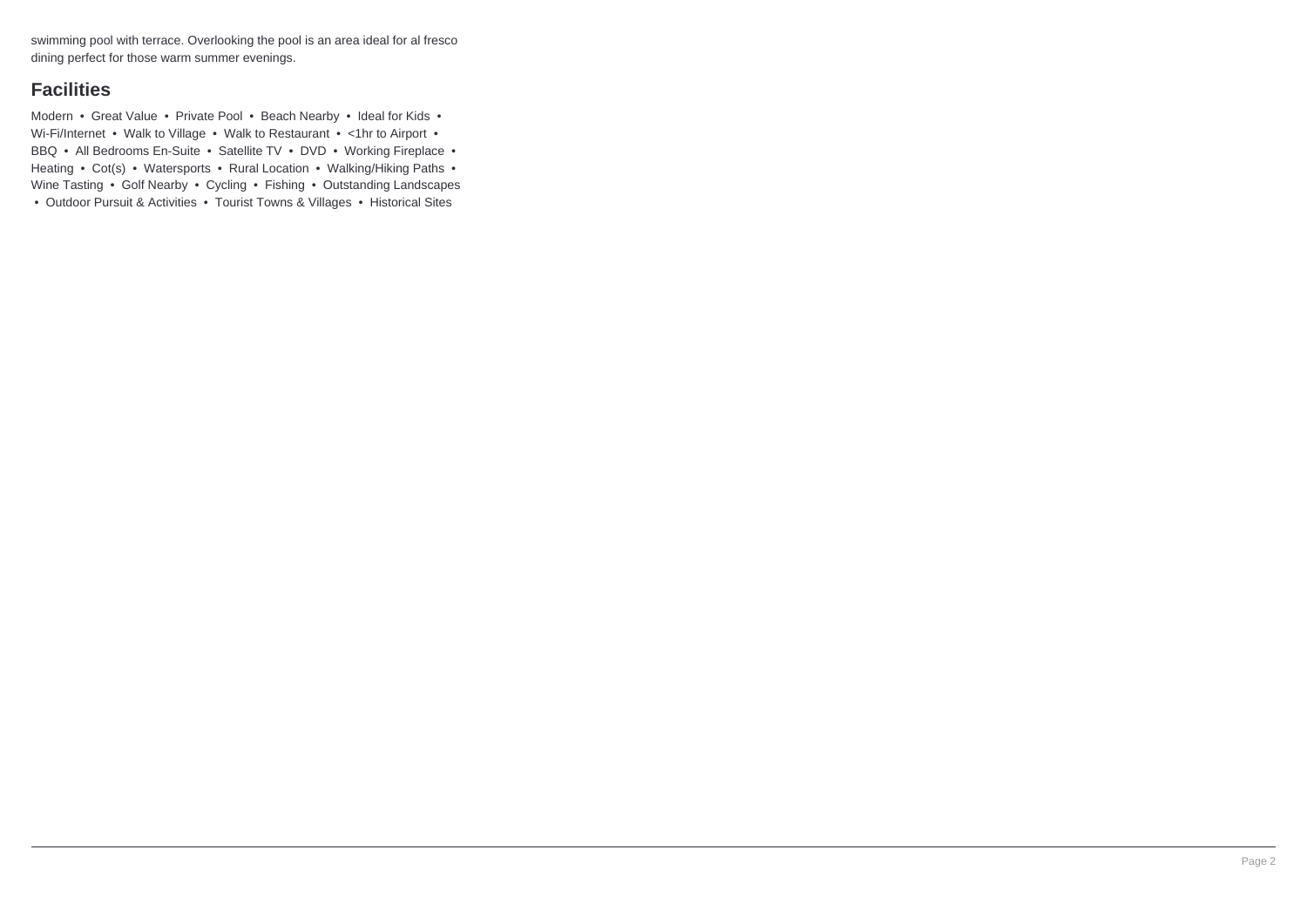swimming pool with terrace. Overlooking the pool is an area ideal for al fresco dining perfect for those warm summer evenings.

## Facilities

Modern • Great Value • Private Pool • Beach Nearby • Ideal for Kids • Wi-Fi/Internet • Walk to Village • Walk to Restaurant • <1hr to Airport • BBQ • All Bedrooms En-Suite • Satellite TV • DVD • Working Fireplace • Heating • Cot(s) • Watersports • Rural Location • Walking/Hiking Paths • Wine Tasting • Golf Nearby • Cycling • Fishing • Outstanding Landscapes • Outdoor Pursuit & Activities • Tourist Towns & Villages • Historical Sites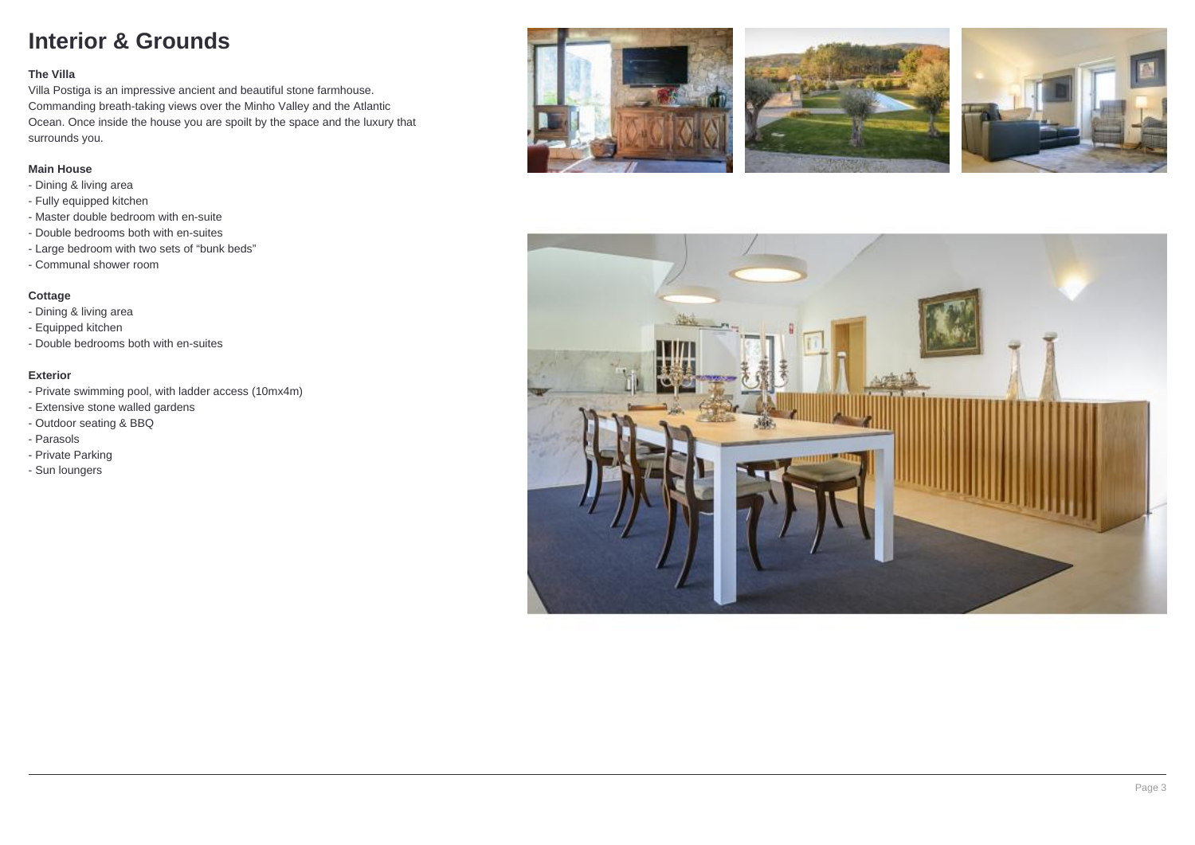# Interior & Grounds

### The Villa

Villa Postiga is an impressive ancient and beautiful stone farmhouse. Commanding breath-taking views over the Minho Valley and the Atlantic Ocean. Once inside the house you are spoilt by the space and the luxury that surrounds you.

### Main House

- Dining & living area
- Fully equipped kitchen
- Master double bedroom with en-suite
- Double bedrooms both with en-suites
- Large bedroom with two sets of "bunk beds"
- Communal shower room

### Cottage

- Dining & living area
- Equipped kitchen
- Double bedrooms both with en-suites

### Exterior

- Private swimming pool, with ladder access (10mx4m)
- Extensive stone walled gardens
- Outdoor seating & BBQ
- Parasols
- Private Parking
- Sun loungers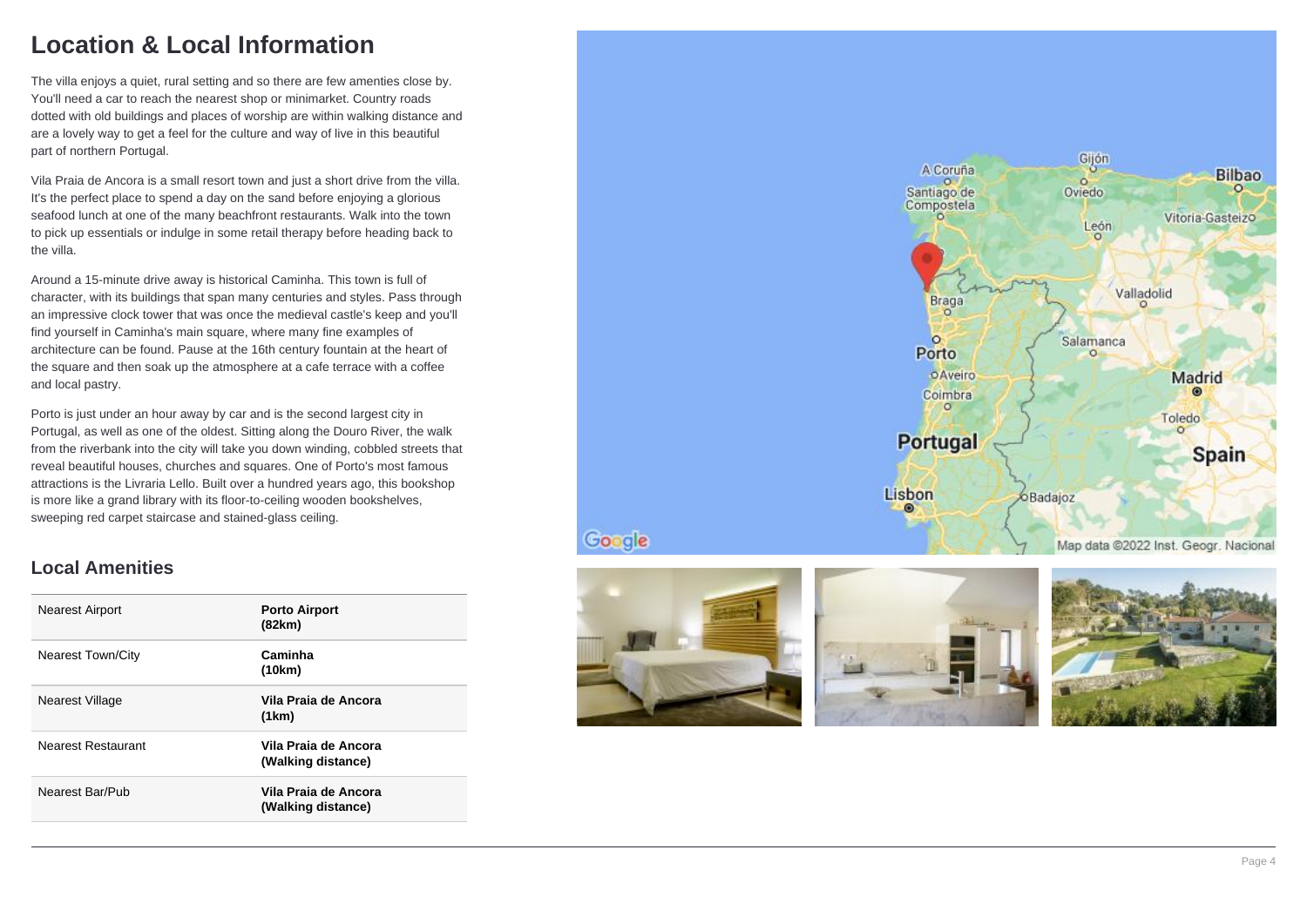# Location & Local Information

The villa enjoys a quiet, rural setting and so there are few amenties close by. You'll need a car to reach the nearest shop or minimarket. Country roads dotted with old buildings and places of worship are within walking distance and are a lovely way to get a feel for the culture and way of live in this beautiful part of northern Portugal.

Vila Praia de Ancora is a small resort town and just a short drive from the villa. It's the perfect place to spend a day on the sand before enjoying a glorious seafood lunch at one of the many beachfront restaurants. Walk into the town to pick up essentials or indulge in some retail therapy before heading back to the villa.

Around a 15-minute drive away is historical Caminha. This town is full of character, with its buildings that span many centuries and styles. Pass through an impressive clock tower that was once the medieval castle's keep and you'll find yourself in Caminha's main square, where many fine examples of architecture can be found. Pause at the 16th century fountain at the heart of the square and then soak up the atmosphere at a cafe terrace with a coffee and local pastry.

Porto is just under an hour away by car and is the second largest city in Portugal, as well as one of the oldest. Sitting along the Douro River, the walk from the riverbank into the city will take you down winding, cobbled streets that reveal beautiful houses, churches and squares. One of Porto's most famous attractions is the Livraria Lello. Built over a hundred years ago, this bookshop is more like a grand library with its floor-to-ceiling wooden bookshelves, sweeping red carpet staircase and stained-glass ceiling.

## Local Amenities

| | |
|---|---|
| Nearest Airport | **Porto Airport (82km)** |
| Nearest Town/City | **Caminha (10km)** |
| Nearest Village | **Vila Praia de Ancora (1km)** |
| Nearest Restaurant | **Vila Praia de Ancora (Walking distance)** |
| Nearest Bar/Pub | **Vila Praia de Ancora (Walking distance)** |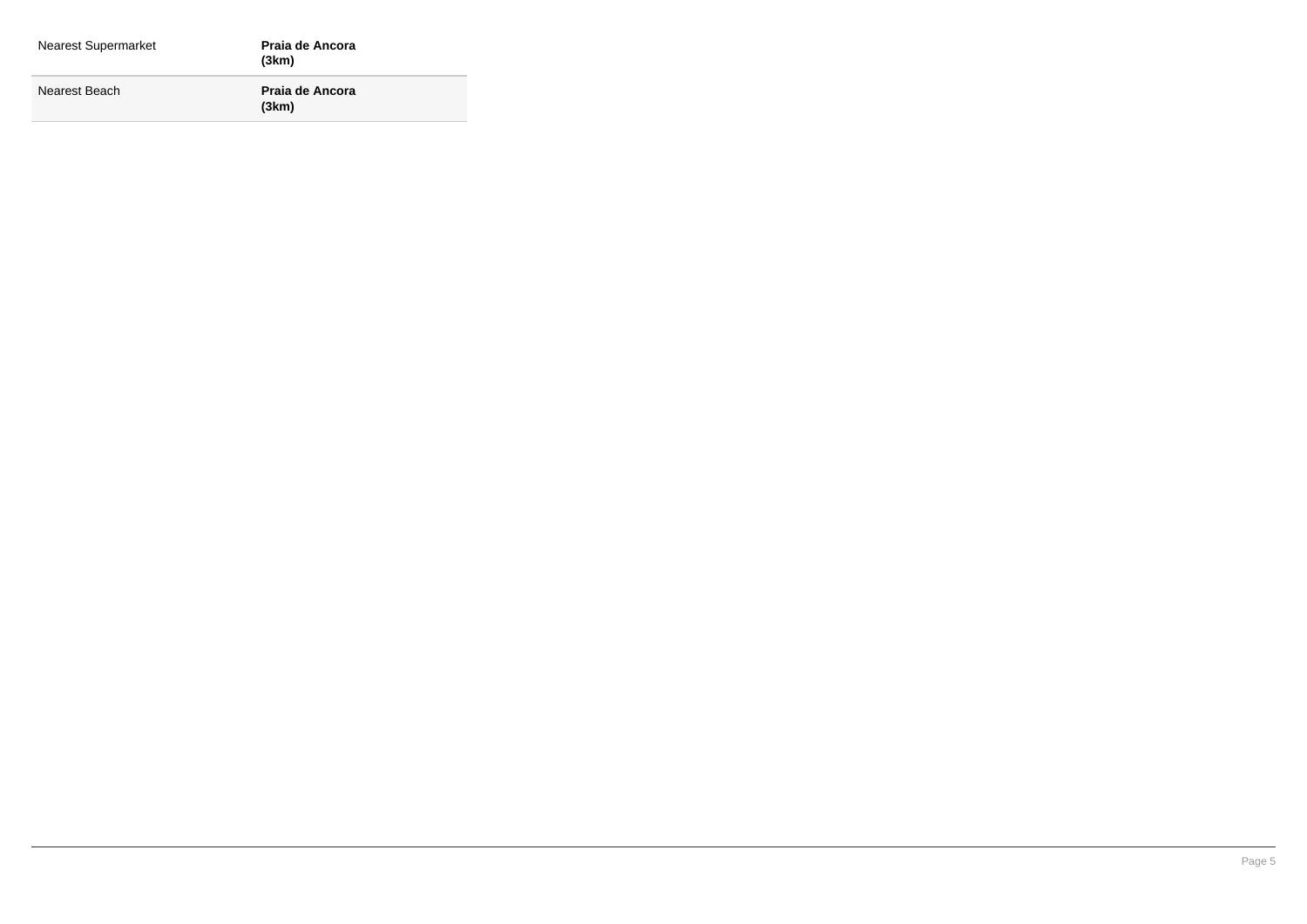| | |
|---|---|
| Nearest Supermarket | **Praia de Ancora (3km)** |
| Nearest Beach | **Praia de Ancora (3km)** |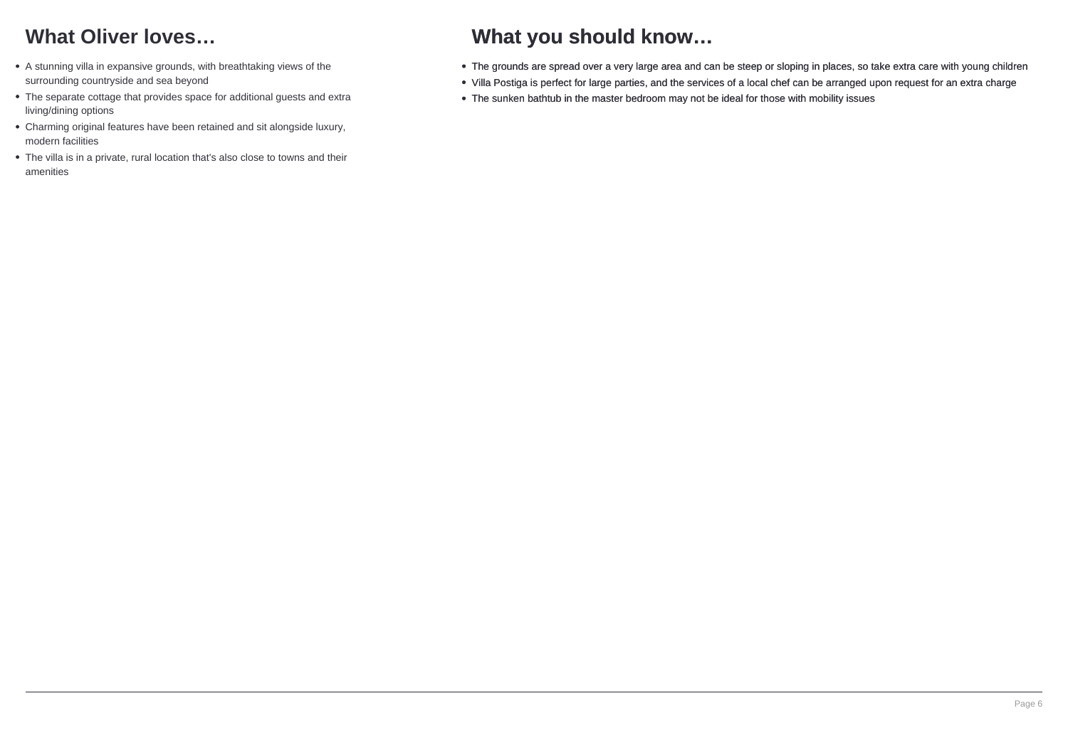## What Oliver loves…

- A stunning villa in expansive grounds, with breathtaking views of the surrounding countryside and sea beyond
- The separate cottage that provides space for additional guests and extra living/dining options
- Charming original features have been retained and sit alongside luxury, modern facilities
- The villa is in a private, rural location that's also close to towns and their amenities

## What you should know…

- The grounds are spread over a very large area and can be steep or sloping in places, so take extra care with young children
- Villa Postiga is perfect for large parties, and the services of a local chef can be arranged upon request for an extra charge
- The sunken bathtub in the master bedroom may not be ideal for those with mobility issues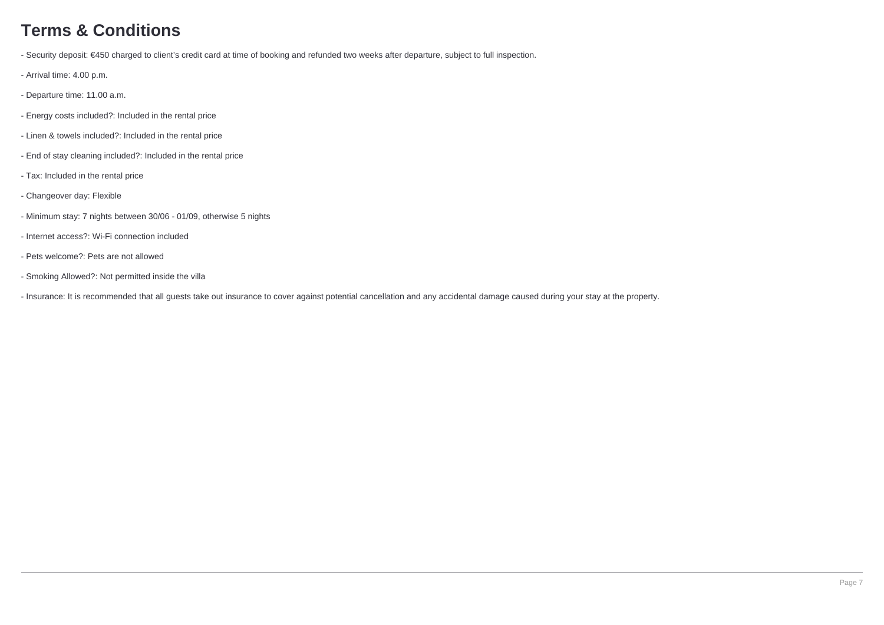# Terms & Conditions

- Security deposit: €450 charged to client's credit card at time of booking and refunded two weeks after departure, subject to full inspection.
- Arrival time: 4.00 p.m.
- Departure time: 11.00 a.m.
- Energy costs included?: Included in the rental price
- Linen & towels included?: Included in the rental price
- End of stay cleaning included?: Included in the rental price
- Tax: Included in the rental price
- Changeover day: Flexible
- Minimum stay: 7 nights between 30/06 - 01/09, otherwise 5 nights
- Internet access?: Wi-Fi connection included
- Pets welcome?: Pets are not allowed
- Smoking Allowed?: Not permitted inside the villa
- Insurance: It is recommended that all guests take out insurance to cover against potential cancellation and any accidental damage caused during your stay at the property.